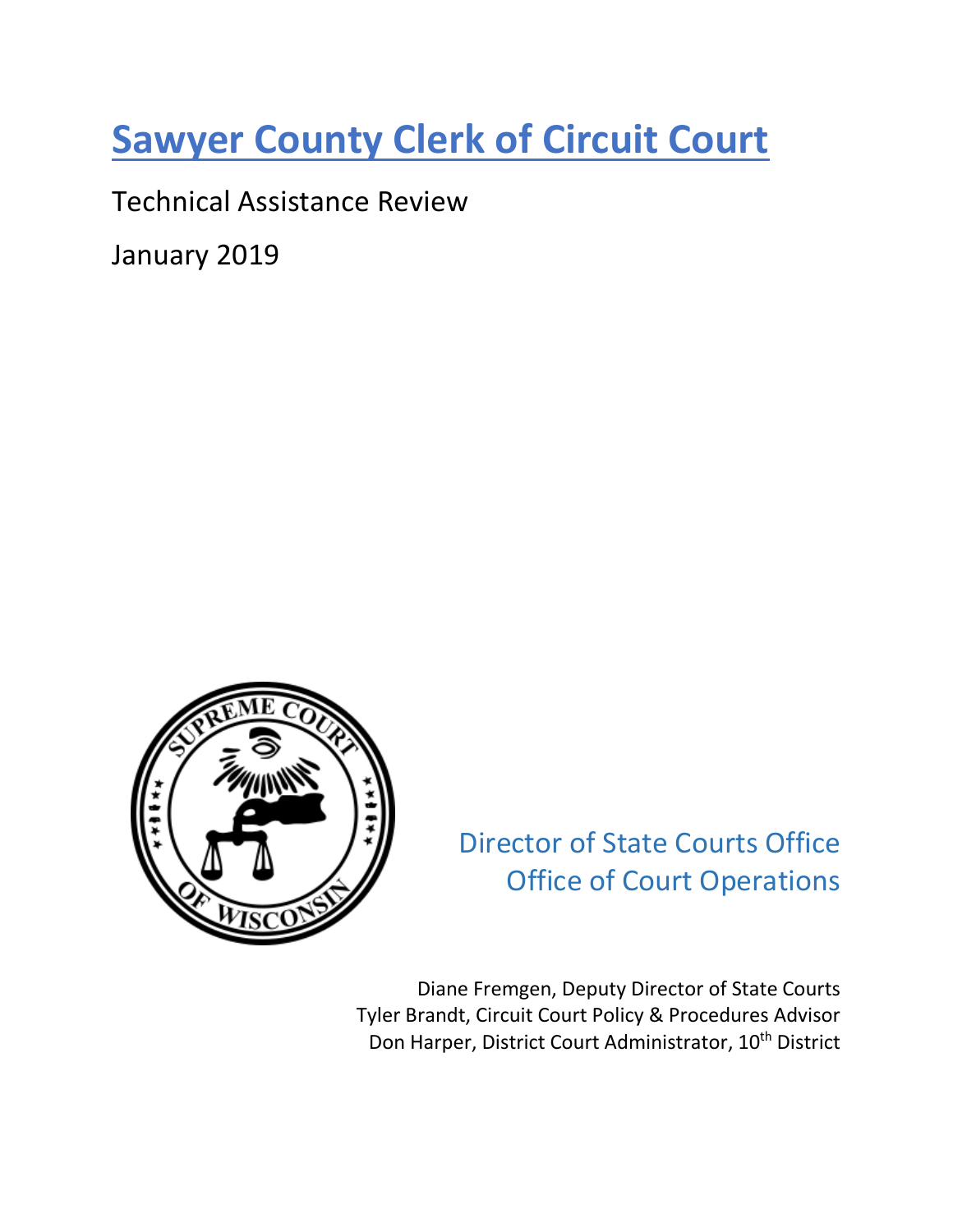# Sawyer County Clerk of Circuit Court

Technical Assistance Review

January 2019

Director of State Courts Office
Office of Court Operations

Diane Fremgen, Deputy Director of State Courts
Tyler Brandt, Circuit Court Policy & Procedures Advisor
Don Harper, District Court Administrator, 10th District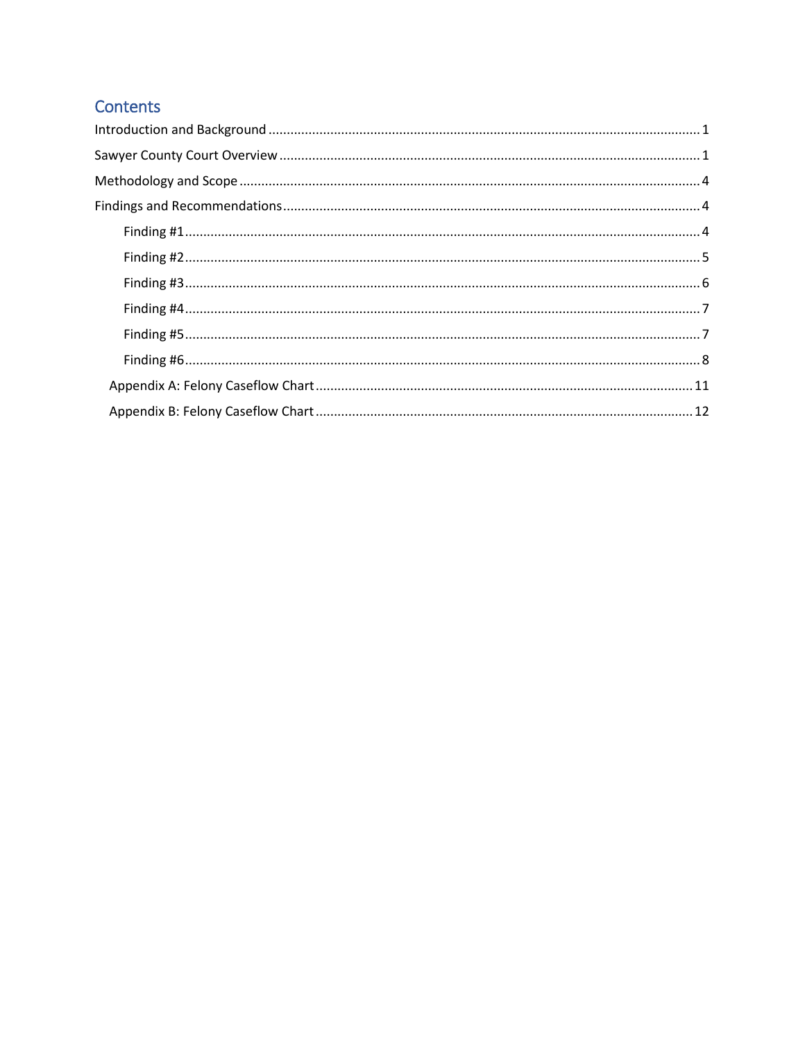# Contents

- Introduction and Background ........ 1
- Sawyer County Court Overview ........ 1
- Methodology and Scope ........ 4
- Findings and Recommendations ........ 4
    - Finding #1 ........ 4
    - Finding #2 ........ 5
    - Finding #3 ........ 6
    - Finding #4 ........ 7
    - Finding #5 ........ 7
    - Finding #6 ........ 8
  - Appendix A: Felony Caseflow Chart ........ 11
  - Appendix B: Felony Caseflow Chart ........ 12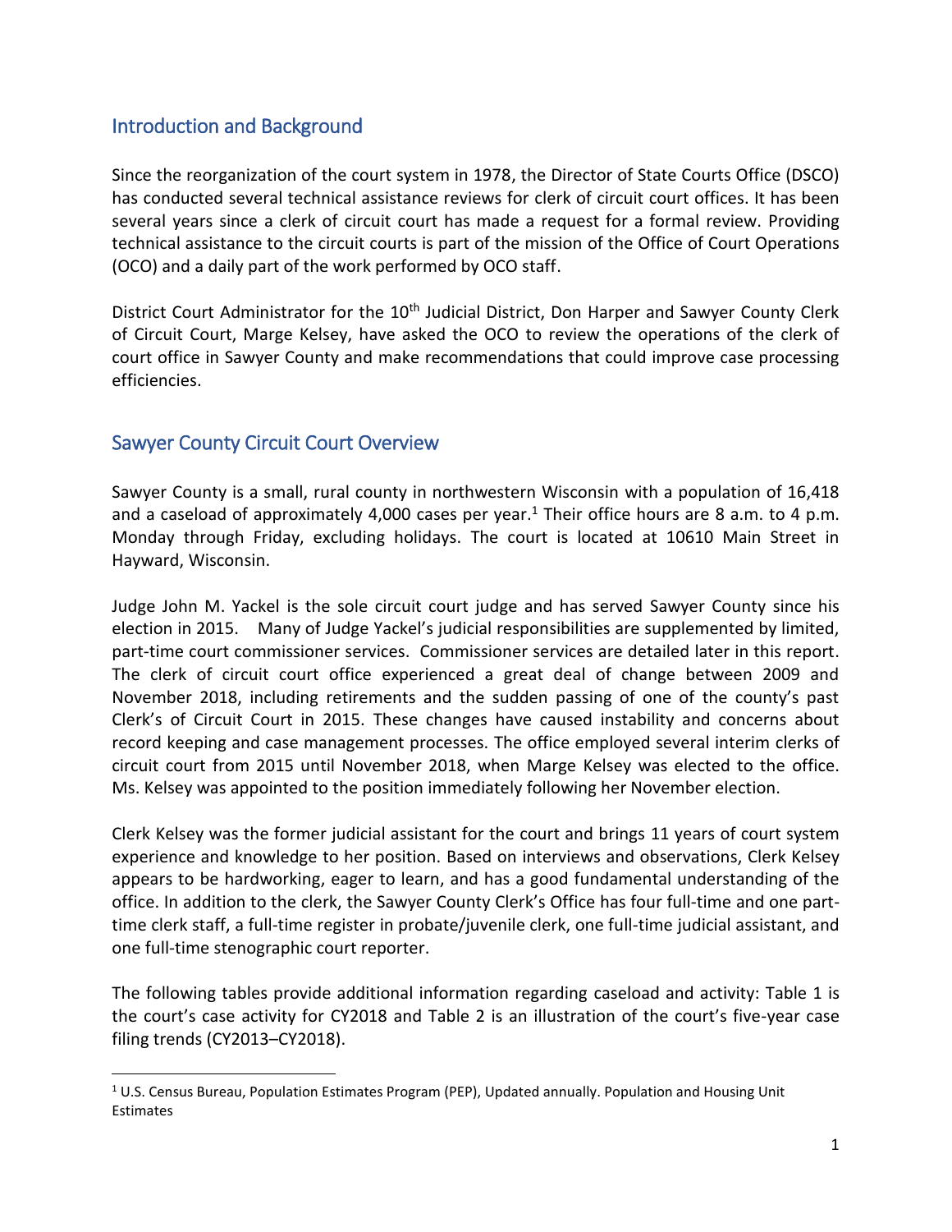## Introduction and Background

Since the reorganization of the court system in 1978, the Director of State Courts Office (DSCO) has conducted several technical assistance reviews for clerk of circuit court offices. It has been several years since a clerk of circuit court has made a request for a formal review. Providing technical assistance to the circuit courts is part of the mission of the Office of Court Operations (OCO) and a daily part of the work performed by OCO staff.

District Court Administrator for the 10th Judicial District, Don Harper and Sawyer County Clerk of Circuit Court, Marge Kelsey, have asked the OCO to review the operations of the clerk of court office in Sawyer County and make recommendations that could improve case processing efficiencies.

## Sawyer County Circuit Court Overview

Sawyer County is a small, rural county in northwestern Wisconsin with a population of 16,418 and a caseload of approximately 4,000 cases per year.[1] Their office hours are 8 a.m. to 4 p.m. Monday through Friday, excluding holidays. The court is located at 10610 Main Street in Hayward, Wisconsin.

Judge John M. Yackel is the sole circuit court judge and has served Sawyer County since his election in 2015. Many of Judge Yackel's judicial responsibilities are supplemented by limited, part-time court commissioner services. Commissioner services are detailed later in this report. The clerk of circuit court office experienced a great deal of change between 2009 and November 2018, including retirements and the sudden passing of one of the county's past Clerk's of Circuit Court in 2015. These changes have caused instability and concerns about record keeping and case management processes. The office employed several interim clerks of circuit court from 2015 until November 2018, when Marge Kelsey was elected to the office. Ms. Kelsey was appointed to the position immediately following her November election.

Clerk Kelsey was the former judicial assistant for the court and brings 11 years of court system experience and knowledge to her position. Based on interviews and observations, Clerk Kelsey appears to be hardworking, eager to learn, and has a good fundamental understanding of the office. In addition to the clerk, the Sawyer County Clerk's Office has four full-time and one part-time clerk staff, a full-time register in probate/juvenile clerk, one full-time judicial assistant, and one full-time stenographic court reporter.

The following tables provide additional information regarding caseload and activity: Table 1 is the court's case activity for CY2018 and Table 2 is an illustration of the court's five-year case filing trends (CY2013–CY2018).

---

[1] U.S. Census Bureau, Population Estimates Program (PEP), Updated annually. Population and Housing Unit Estimates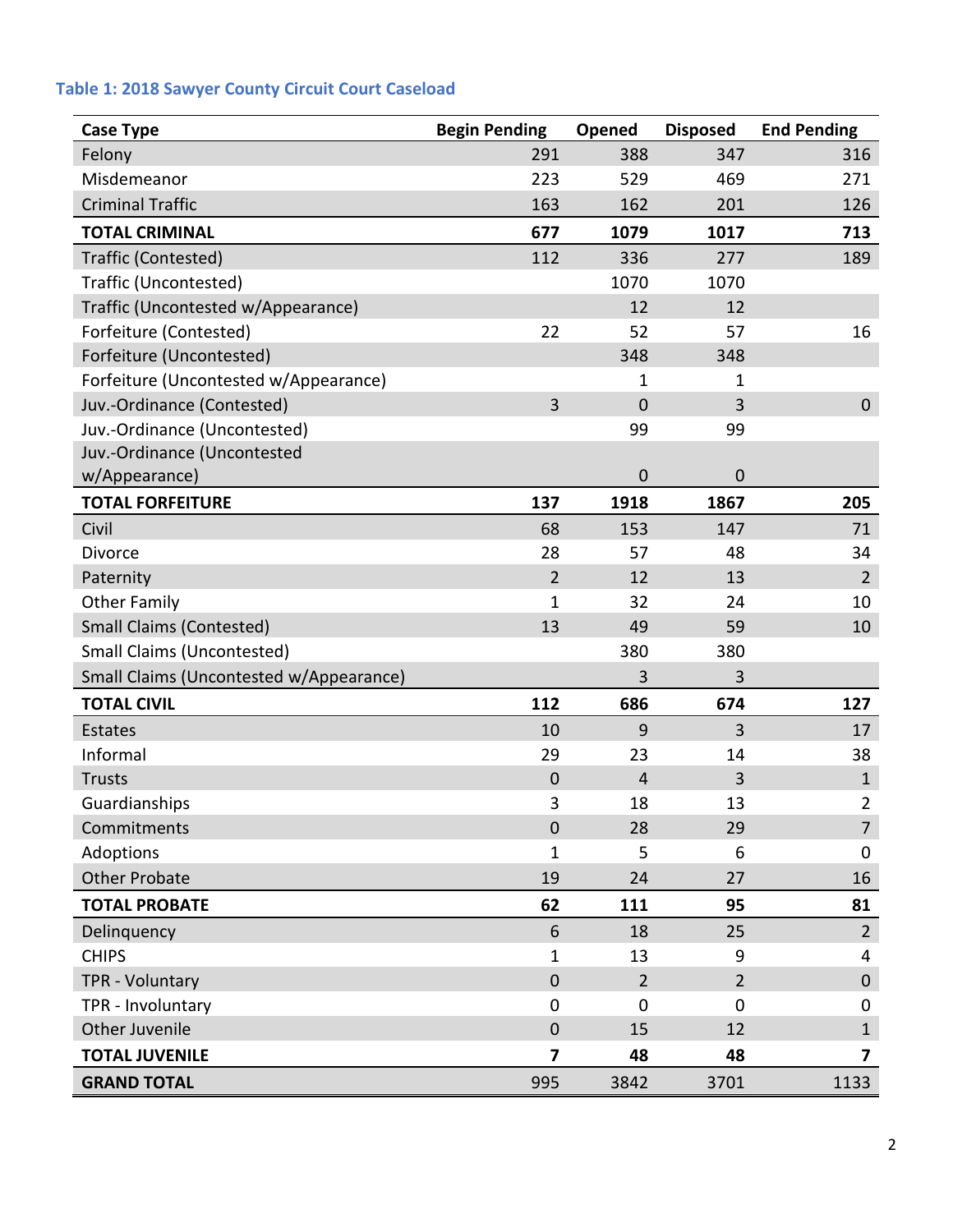### Table 1: 2018 Sawyer County Circuit Court Caseload

| Case Type | Begin Pending | Opened | Disposed | End Pending |
|---|---|---|---|---|
| Felony | 291 | 388 | 347 | 316 |
| Misdemeanor | 223 | 529 | 469 | 271 |
| Criminal Traffic | 163 | 162 | 201 | 126 |
| **TOTAL CRIMINAL** | **677** | **1079** | **1017** | **713** |
| Traffic (Contested) | 112 | 336 | 277 | 189 |
| Traffic (Uncontested) | | 1070 | 1070 | |
| Traffic (Uncontested w/Appearance) | | 12 | 12 | |
| Forfeiture (Contested) | 22 | 52 | 57 | 16 |
| Forfeiture (Uncontested) | | 348 | 348 | |
| Forfeiture (Uncontested w/Appearance) | | 1 | 1 | |
| Juv.-Ordinance (Contested) | 3 | 0 | 3 | 0 |
| Juv.-Ordinance (Uncontested) | | 99 | 99 | |
| Juv.-Ordinance (Uncontested w/Appearance) | | 0 | 0 | |
| **TOTAL FORFEITURE** | **137** | **1918** | **1867** | **205** |
| Civil | 68 | 153 | 147 | 71 |
| Divorce | 28 | 57 | 48 | 34 |
| Paternity | 2 | 12 | 13 | 2 |
| Other Family | 1 | 32 | 24 | 10 |
| Small Claims (Contested) | 13 | 49 | 59 | 10 |
| Small Claims (Uncontested) | | 380 | 380 | |
| Small Claims (Uncontested w/Appearance) | | 3 | 3 | |
| **TOTAL CIVIL** | **112** | **686** | **674** | **127** |
| Estates | 10 | 9 | 3 | 17 |
| Informal | 29 | 23 | 14 | 38 |
| Trusts | 0 | 4 | 3 | 1 |
| Guardianships | 3 | 18 | 13 | 2 |
| Commitments | 0 | 28 | 29 | 7 |
| Adoptions | 1 | 5 | 6 | 0 |
| Other Probate | 19 | 24 | 27 | 16 |
| **TOTAL PROBATE** | **62** | **111** | **95** | **81** |
| Delinquency | 6 | 18 | 25 | 2 |
| CHIPS | 1 | 13 | 9 | 4 |
| TPR - Voluntary | 0 | 2 | 2 | 0 |
| TPR - Involuntary | 0 | 0 | 0 | 0 |
| Other Juvenile | 0 | 15 | 12 | 1 |
| **TOTAL JUVENILE** | **7** | **48** | **48** | **7** |
| **GRAND TOTAL** | 995 | 3842 | 3701 | 1133 |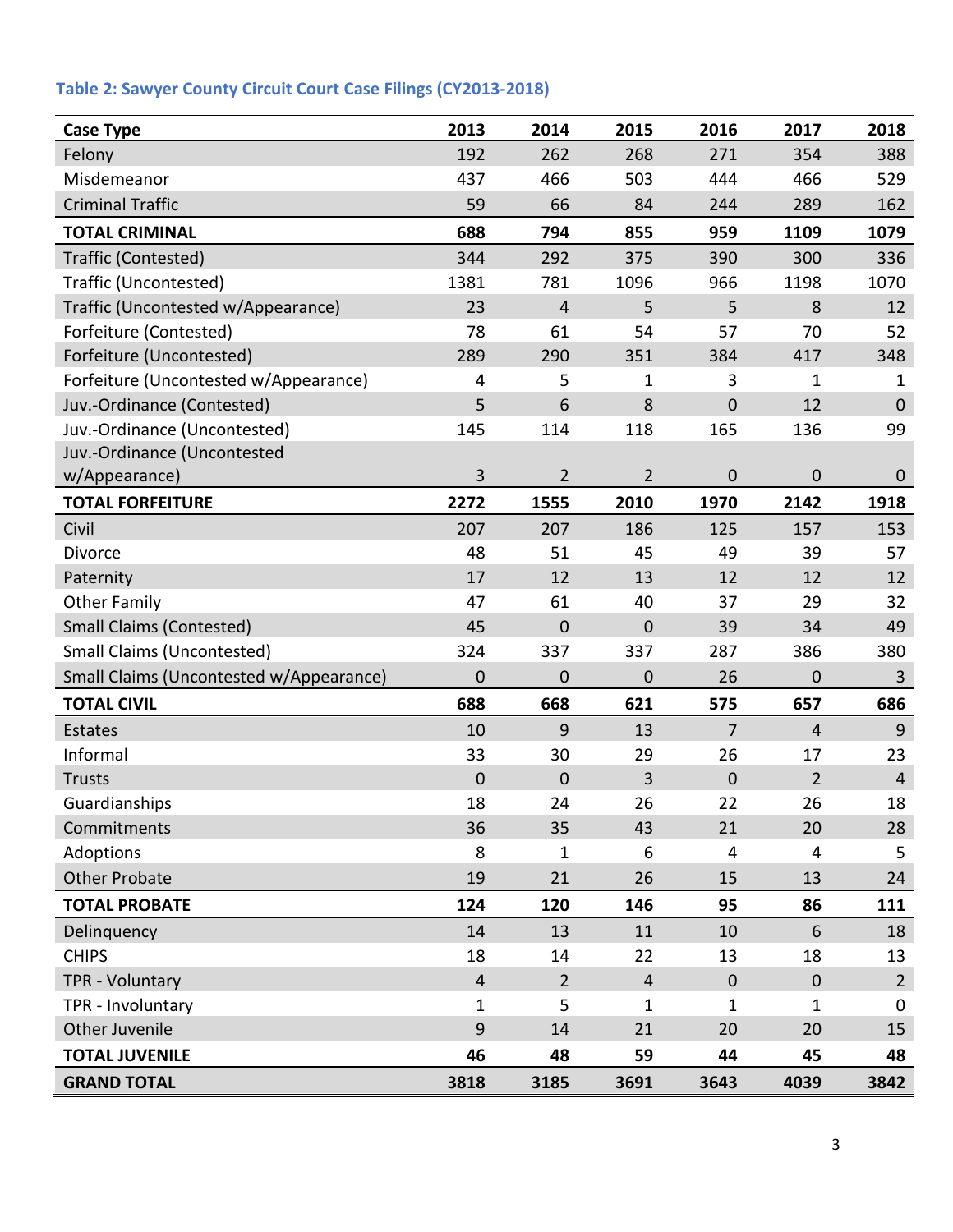### Table 2: Sawyer County Circuit Court Case Filings (CY2013-2018)

| Case Type | 2013 | 2014 | 2015 | 2016 | 2017 | 2018 |
|---|---|---|---|---|---|---|
| Felony | 192 | 262 | 268 | 271 | 354 | 388 |
| Misdemeanor | 437 | 466 | 503 | 444 | 466 | 529 |
| Criminal Traffic | 59 | 66 | 84 | 244 | 289 | 162 |
| **TOTAL CRIMINAL** | **688** | **794** | **855** | **959** | **1109** | **1079** |
| Traffic (Contested) | 344 | 292 | 375 | 390 | 300 | 336 |
| Traffic (Uncontested) | 1381 | 781 | 1096 | 966 | 1198 | 1070 |
| Traffic (Uncontested w/Appearance) | 23 | 4 | 5 | 5 | 8 | 12 |
| Forfeiture (Contested) | 78 | 61 | 54 | 57 | 70 | 52 |
| Forfeiture (Uncontested) | 289 | 290 | 351 | 384 | 417 | 348 |
| Forfeiture (Uncontested w/Appearance) | 4 | 5 | 1 | 3 | 1 | 1 |
| Juv.-Ordinance (Contested) | 5 | 6 | 8 | 0 | 12 | 0 |
| Juv.-Ordinance (Uncontested) | 145 | 114 | 118 | 165 | 136 | 99 |
| Juv.-Ordinance (Uncontested w/Appearance) | 3 | 2 | 2 | 0 | 0 | 0 |
| **TOTAL FORFEITURE** | **2272** | **1555** | **2010** | **1970** | **2142** | **1918** |
| Civil | 207 | 207 | 186 | 125 | 157 | 153 |
| Divorce | 48 | 51 | 45 | 49 | 39 | 57 |
| Paternity | 17 | 12 | 13 | 12 | 12 | 12 |
| Other Family | 47 | 61 | 40 | 37 | 29 | 32 |
| Small Claims (Contested) | 45 | 0 | 0 | 39 | 34 | 49 |
| Small Claims (Uncontested) | 324 | 337 | 337 | 287 | 386 | 380 |
| Small Claims (Uncontested w/Appearance) | 0 | 0 | 0 | 26 | 0 | 3 |
| **TOTAL CIVIL** | **688** | **668** | **621** | **575** | **657** | **686** |
| Estates | 10 | 9 | 13 | 7 | 4 | 9 |
| Informal | 33 | 30 | 29 | 26 | 17 | 23 |
| Trusts | 0 | 0 | 3 | 0 | 2 | 4 |
| Guardianships | 18 | 24 | 26 | 22 | 26 | 18 |
| Commitments | 36 | 35 | 43 | 21 | 20 | 28 |
| Adoptions | 8 | 1 | 6 | 4 | 4 | 5 |
| Other Probate | 19 | 21 | 26 | 15 | 13 | 24 |
| **TOTAL PROBATE** | **124** | **120** | **146** | **95** | **86** | **111** |
| Delinquency | 14 | 13 | 11 | 10 | 6 | 18 |
| CHIPS | 18 | 14 | 22 | 13 | 18 | 13 |
| TPR - Voluntary | 4 | 2 | 4 | 0 | 0 | 2 |
| TPR - Involuntary | 1 | 5 | 1 | 1 | 1 | 0 |
| Other Juvenile | 9 | 14 | 21 | 20 | 20 | 15 |
| **TOTAL JUVENILE** | **46** | **48** | **59** | **44** | **45** | **48** |
| **GRAND TOTAL** | **3818** | **3185** | **3691** | **3643** | **4039** | **3842** |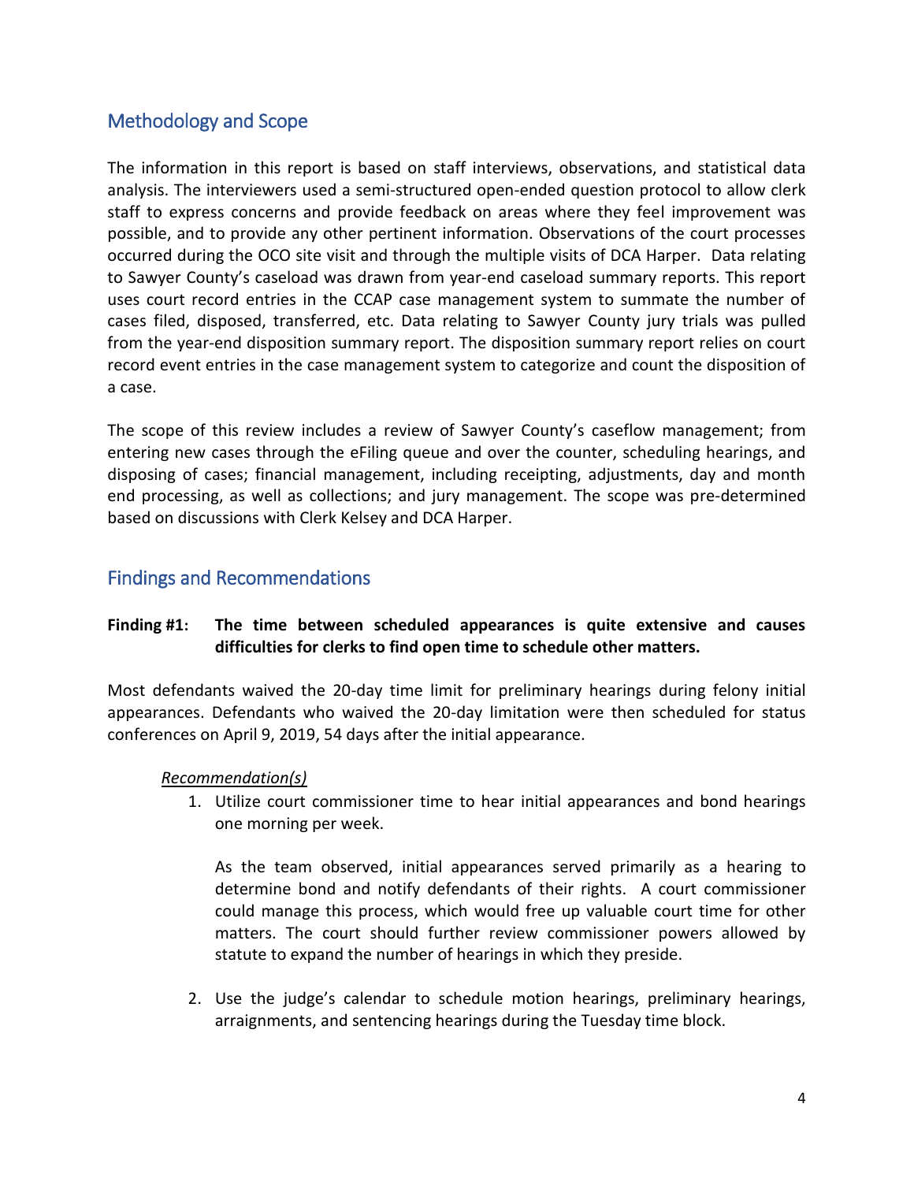## Methodology and Scope

The information in this report is based on staff interviews, observations, and statistical data analysis. The interviewers used a semi-structured open-ended question protocol to allow clerk staff to express concerns and provide feedback on areas where they feel improvement was possible, and to provide any other pertinent information. Observations of the court processes occurred during the OCO site visit and through the multiple visits of DCA Harper. Data relating to Sawyer County's caseload was drawn from year-end caseload summary reports. This report uses court record entries in the CCAP case management system to summate the number of cases filed, disposed, transferred, etc. Data relating to Sawyer County jury trials was pulled from the year-end disposition summary report. The disposition summary report relies on court record event entries in the case management system to categorize and count the disposition of a case.

The scope of this review includes a review of Sawyer County's caseflow management; from entering new cases through the eFiling queue and over the counter, scheduling hearings, and disposing of cases; financial management, including receipting, adjustments, day and month end processing, as well as collections; and jury management. The scope was pre-determined based on discussions with Clerk Kelsey and DCA Harper.

## Findings and Recommendations

**Finding #1: The time between scheduled appearances is quite extensive and causes difficulties for clerks to find open time to schedule other matters.**

Most defendants waived the 20-day time limit for preliminary hearings during felony initial appearances. Defendants who waived the 20-day limitation were then scheduled for status conferences on April 9, 2019, 54 days after the initial appearance.

*Recommendation(s)*

1. Utilize court commissioner time to hear initial appearances and bond hearings one morning per week.

   As the team observed, initial appearances served primarily as a hearing to determine bond and notify defendants of their rights. A court commissioner could manage this process, which would free up valuable court time for other matters. The court should further review commissioner powers allowed by statute to expand the number of hearings in which they preside.

2. Use the judge's calendar to schedule motion hearings, preliminary hearings, arraignments, and sentencing hearings during the Tuesday time block.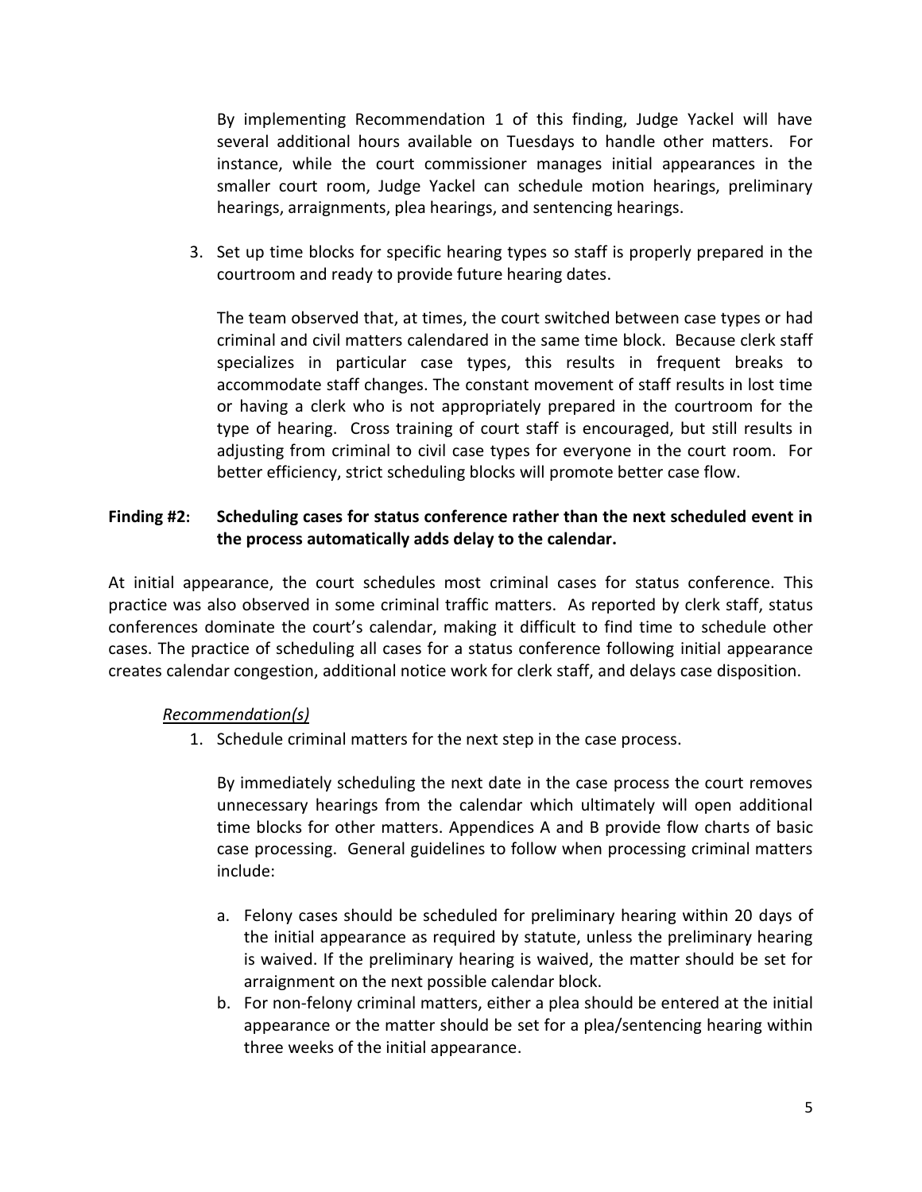By implementing Recommendation 1 of this finding, Judge Yackel will have several additional hours available on Tuesdays to handle other matters. For instance, while the court commissioner manages initial appearances in the smaller court room, Judge Yackel can schedule motion hearings, preliminary hearings, arraignments, plea hearings, and sentencing hearings.

3. Set up time blocks for specific hearing types so staff is properly prepared in the courtroom and ready to provide future hearing dates.

   The team observed that, at times, the court switched between case types or had criminal and civil matters calendared in the same time block. Because clerk staff specializes in particular case types, this results in frequent breaks to accommodate staff changes. The constant movement of staff results in lost time or having a clerk who is not appropriately prepared in the courtroom for the type of hearing. Cross training of court staff is encouraged, but still results in adjusting from criminal to civil case types for everyone in the court room. For better efficiency, strict scheduling blocks will promote better case flow.

**Finding #2: Scheduling cases for status conference rather than the next scheduled event in the process automatically adds delay to the calendar.**

At initial appearance, the court schedules most criminal cases for status conference. This practice was also observed in some criminal traffic matters. As reported by clerk staff, status conferences dominate the court's calendar, making it difficult to find time to schedule other cases. The practice of scheduling all cases for a status conference following initial appearance creates calendar congestion, additional notice work for clerk staff, and delays case disposition.

*Recommendation(s)*

1. Schedule criminal matters for the next step in the case process.

   By immediately scheduling the next date in the case process the court removes unnecessary hearings from the calendar which ultimately will open additional time blocks for other matters. Appendices A and B provide flow charts of basic case processing. General guidelines to follow when processing criminal matters include:

   a. Felony cases should be scheduled for preliminary hearing within 20 days of the initial appearance as required by statute, unless the preliminary hearing is waived. If the preliminary hearing is waived, the matter should be set for arraignment on the next possible calendar block.
   b. For non-felony criminal matters, either a plea should be entered at the initial appearance or the matter should be set for a plea/sentencing hearing within three weeks of the initial appearance.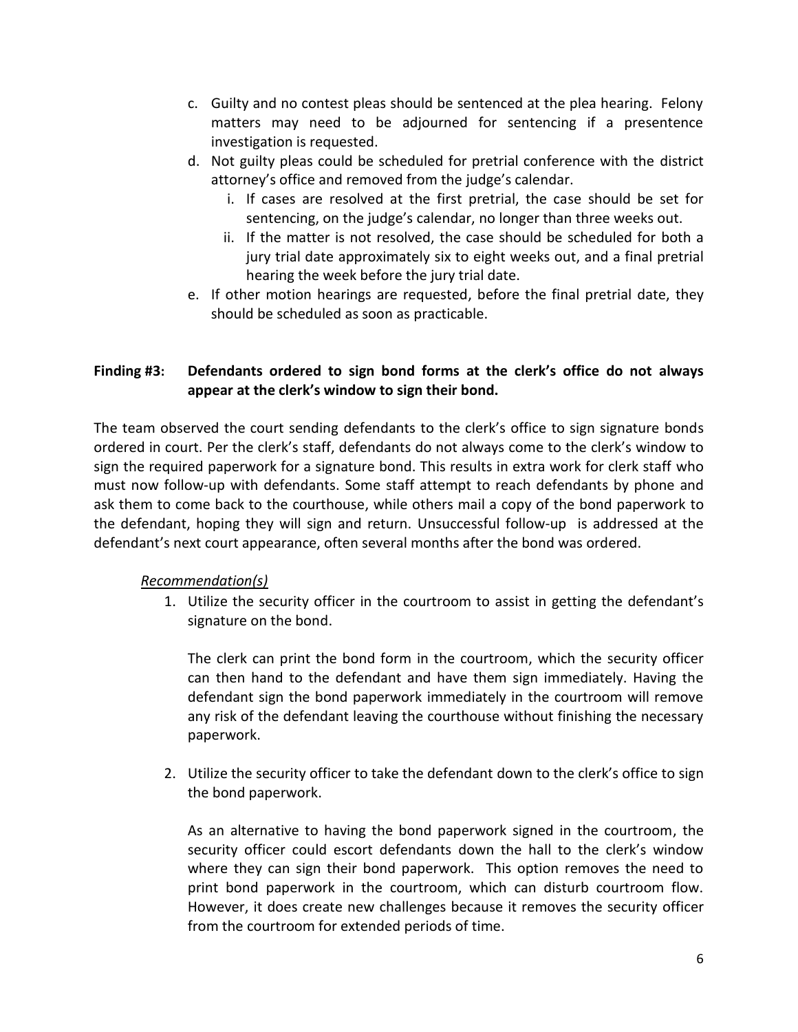c. Guilty and no contest pleas should be sentenced at the plea hearing. Felony matters may need to be adjourned for sentencing if a presentence investigation is requested.
d. Not guilty pleas could be scheduled for pretrial conference with the district attorney's office and removed from the judge's calendar.
   i. If cases are resolved at the first pretrial, the case should be set for sentencing, on the judge's calendar, no longer than three weeks out.
   ii. If the matter is not resolved, the case should be scheduled for both a jury trial date approximately six to eight weeks out, and a final pretrial hearing the week before the jury trial date.
e. If other motion hearings are requested, before the final pretrial date, they should be scheduled as soon as practicable.

**Finding #3: Defendants ordered to sign bond forms at the clerk's office do not always appear at the clerk's window to sign their bond.**

The team observed the court sending defendants to the clerk's office to sign signature bonds ordered in court. Per the clerk's staff, defendants do not always come to the clerk's window to sign the required paperwork for a signature bond. This results in extra work for clerk staff who must now follow-up with defendants. Some staff attempt to reach defendants by phone and ask them to come back to the courthouse, while others mail a copy of the bond paperwork to the defendant, hoping they will sign and return. Unsuccessful follow-up is addressed at the defendant's next court appearance, often several months after the bond was ordered.

*Recommendation(s)*

1. Utilize the security officer in the courtroom to assist in getting the defendant's signature on the bond.

   The clerk can print the bond form in the courtroom, which the security officer can then hand to the defendant and have them sign immediately. Having the defendant sign the bond paperwork immediately in the courtroom will remove any risk of the defendant leaving the courthouse without finishing the necessary paperwork.

2. Utilize the security officer to take the defendant down to the clerk's office to sign the bond paperwork.

   As an alternative to having the bond paperwork signed in the courtroom, the security officer could escort defendants down the hall to the clerk's window where they can sign their bond paperwork. This option removes the need to print bond paperwork in the courtroom, which can disturb courtroom flow. However, it does create new challenges because it removes the security officer from the courtroom for extended periods of time.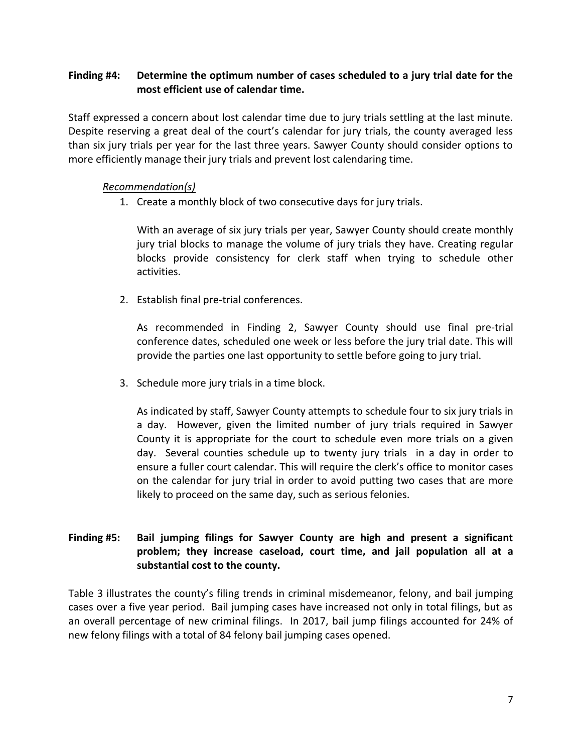**Finding #4: Determine the optimum number of cases scheduled to a jury trial date for the most efficient use of calendar time.**

Staff expressed a concern about lost calendar time due to jury trials settling at the last minute. Despite reserving a great deal of the court's calendar for jury trials, the county averaged less than six jury trials per year for the last three years. Sawyer County should consider options to more efficiently manage their jury trials and prevent lost calendaring time.

*Recommendation(s)*

1. Create a monthly block of two consecutive days for jury trials.

   With an average of six jury trials per year, Sawyer County should create monthly jury trial blocks to manage the volume of jury trials they have. Creating regular blocks provide consistency for clerk staff when trying to schedule other activities.

2. Establish final pre-trial conferences.

   As recommended in Finding 2, Sawyer County should use final pre-trial conference dates, scheduled one week or less before the jury trial date. This will provide the parties one last opportunity to settle before going to jury trial.

3. Schedule more jury trials in a time block.

   As indicated by staff, Sawyer County attempts to schedule four to six jury trials in a day. However, given the limited number of jury trials required in Sawyer County it is appropriate for the court to schedule even more trials on a given day. Several counties schedule up to twenty jury trials in a day in order to ensure a fuller court calendar. This will require the clerk's office to monitor cases on the calendar for jury trial in order to avoid putting two cases that are more likely to proceed on the same day, such as serious felonies.

**Finding #5: Bail jumping filings for Sawyer County are high and present a significant problem; they increase caseload, court time, and jail population all at a substantial cost to the county.**

Table 3 illustrates the county's filing trends in criminal misdemeanor, felony, and bail jumping cases over a five year period. Bail jumping cases have increased not only in total filings, but as an overall percentage of new criminal filings. In 2017, bail jump filings accounted for 24% of new felony filings with a total of 84 felony bail jumping cases opened.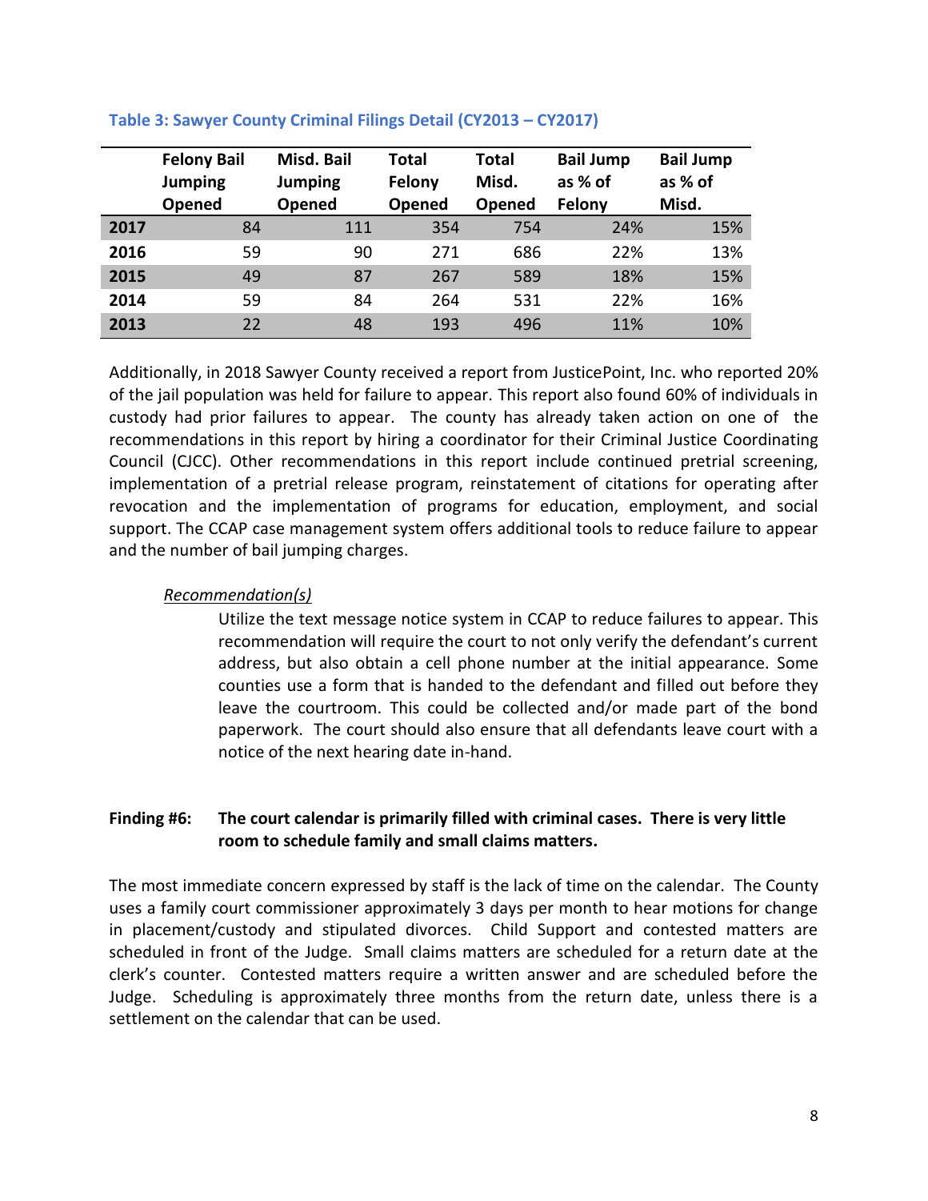**Table 3: Sawyer County Criminal Filings Detail (CY2013 – CY2017)**

| | Felony Bail Jumping Opened | Misd. Bail Jumping Opened | Total Felony Opened | Total Misd. Opened | Bail Jump as % of Felony | Bail Jump as % of Misd. |
|---|---|---|---|---|---|---|
| **2017** | 84 | 111 | 354 | 754 | 24% | 15% |
| **2016** | 59 | 90 | 271 | 686 | 22% | 13% |
| **2015** | 49 | 87 | 267 | 589 | 18% | 15% |
| **2014** | 59 | 84 | 264 | 531 | 22% | 16% |
| **2013** | 22 | 48 | 193 | 496 | 11% | 10% |

Additionally, in 2018 Sawyer County received a report from JusticePoint, Inc. who reported 20% of the jail population was held for failure to appear. This report also found 60% of individuals in custody had prior failures to appear. The county has already taken action on one of the recommendations in this report by hiring a coordinator for their Criminal Justice Coordinating Council (CJCC). Other recommendations in this report include continued pretrial screening, implementation of a pretrial release program, reinstatement of citations for operating after revocation and the implementation of programs for education, employment, and social support. The CCAP case management system offers additional tools to reduce failure to appear and the number of bail jumping charges.

*Recommendation(s)*

Utilize the text message notice system in CCAP to reduce failures to appear. This recommendation will require the court to not only verify the defendant's current address, but also obtain a cell phone number at the initial appearance. Some counties use a form that is handed to the defendant and filled out before they leave the courtroom. This could be collected and/or made part of the bond paperwork. The court should also ensure that all defendants leave court with a notice of the next hearing date in-hand.

**Finding #6: The court calendar is primarily filled with criminal cases. There is very little room to schedule family and small claims matters.**

The most immediate concern expressed by staff is the lack of time on the calendar. The County uses a family court commissioner approximately 3 days per month to hear motions for change in placement/custody and stipulated divorces. Child Support and contested matters are scheduled in front of the Judge. Small claims matters are scheduled for a return date at the clerk's counter. Contested matters require a written answer and are scheduled before the Judge. Scheduling is approximately three months from the return date, unless there is a settlement on the calendar that can be used.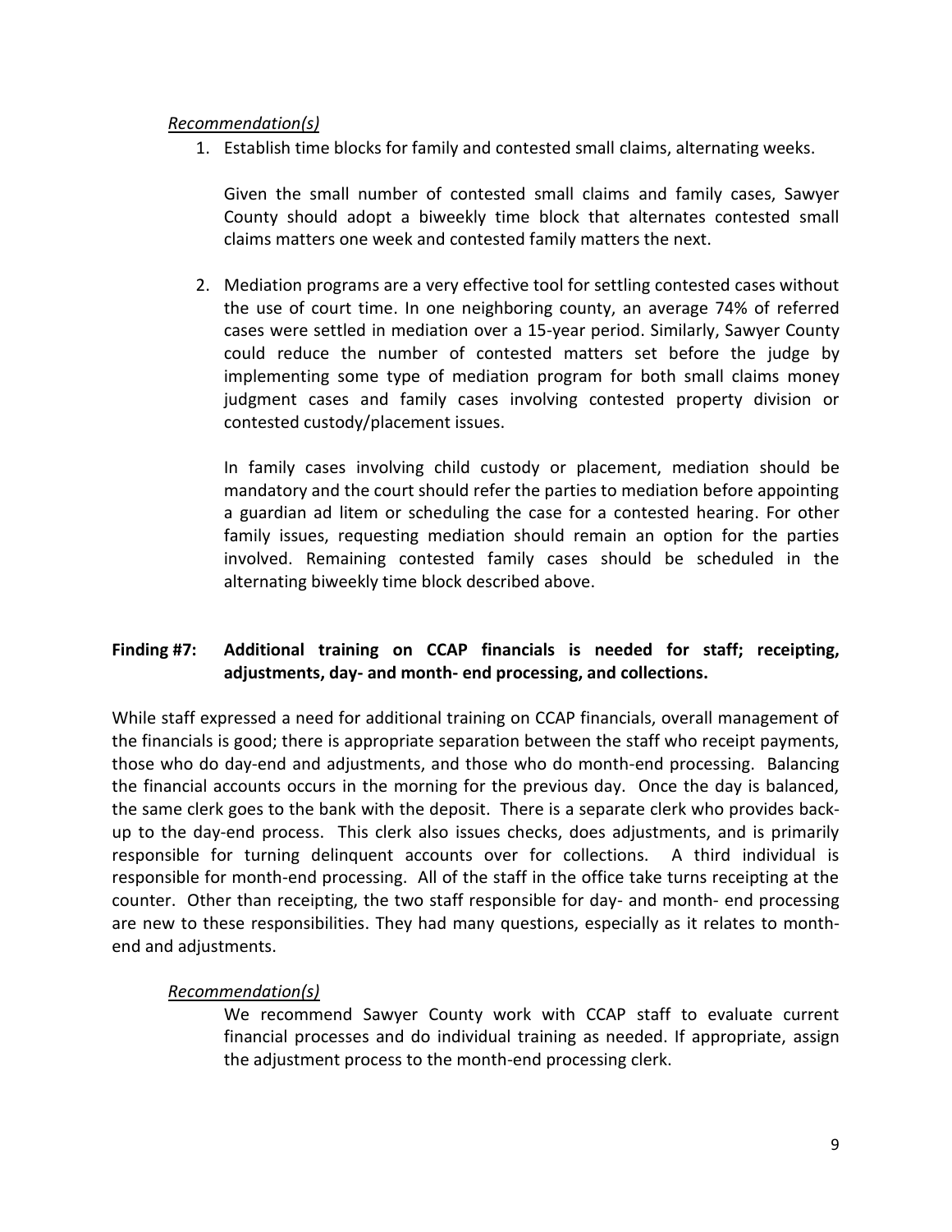*Recommendation(s)*

1. Establish time blocks for family and contested small claims, alternating weeks.

   Given the small number of contested small claims and family cases, Sawyer County should adopt a biweekly time block that alternates contested small claims matters one week and contested family matters the next.

2. Mediation programs are a very effective tool for settling contested cases without the use of court time. In one neighboring county, an average 74% of referred cases were settled in mediation over a 15-year period. Similarly, Sawyer County could reduce the number of contested matters set before the judge by implementing some type of mediation program for both small claims money judgment cases and family cases involving contested property division or contested custody/placement issues.

   In family cases involving child custody or placement, mediation should be mandatory and the court should refer the parties to mediation before appointing a guardian ad litem or scheduling the case for a contested hearing. For other family issues, requesting mediation should remain an option for the parties involved. Remaining contested family cases should be scheduled in the alternating biweekly time block described above.

**Finding #7: Additional training on CCAP financials is needed for staff; receipting, adjustments, day- and month- end processing, and collections.**

While staff expressed a need for additional training on CCAP financials, overall management of the financials is good; there is appropriate separation between the staff who receipt payments, those who do day-end and adjustments, and those who do month-end processing. Balancing the financial accounts occurs in the morning for the previous day. Once the day is balanced, the same clerk goes to the bank with the deposit. There is a separate clerk who provides back-up to the day-end process. This clerk also issues checks, does adjustments, and is primarily responsible for turning delinquent accounts over for collections. A third individual is responsible for month-end processing. All of the staff in the office take turns receipting at the counter. Other than receipting, the two staff responsible for day- and month- end processing are new to these responsibilities. They had many questions, especially as it relates to month-end and adjustments.

*Recommendation(s)*

We recommend Sawyer County work with CCAP staff to evaluate current financial processes and do individual training as needed. If appropriate, assign the adjustment process to the month-end processing clerk.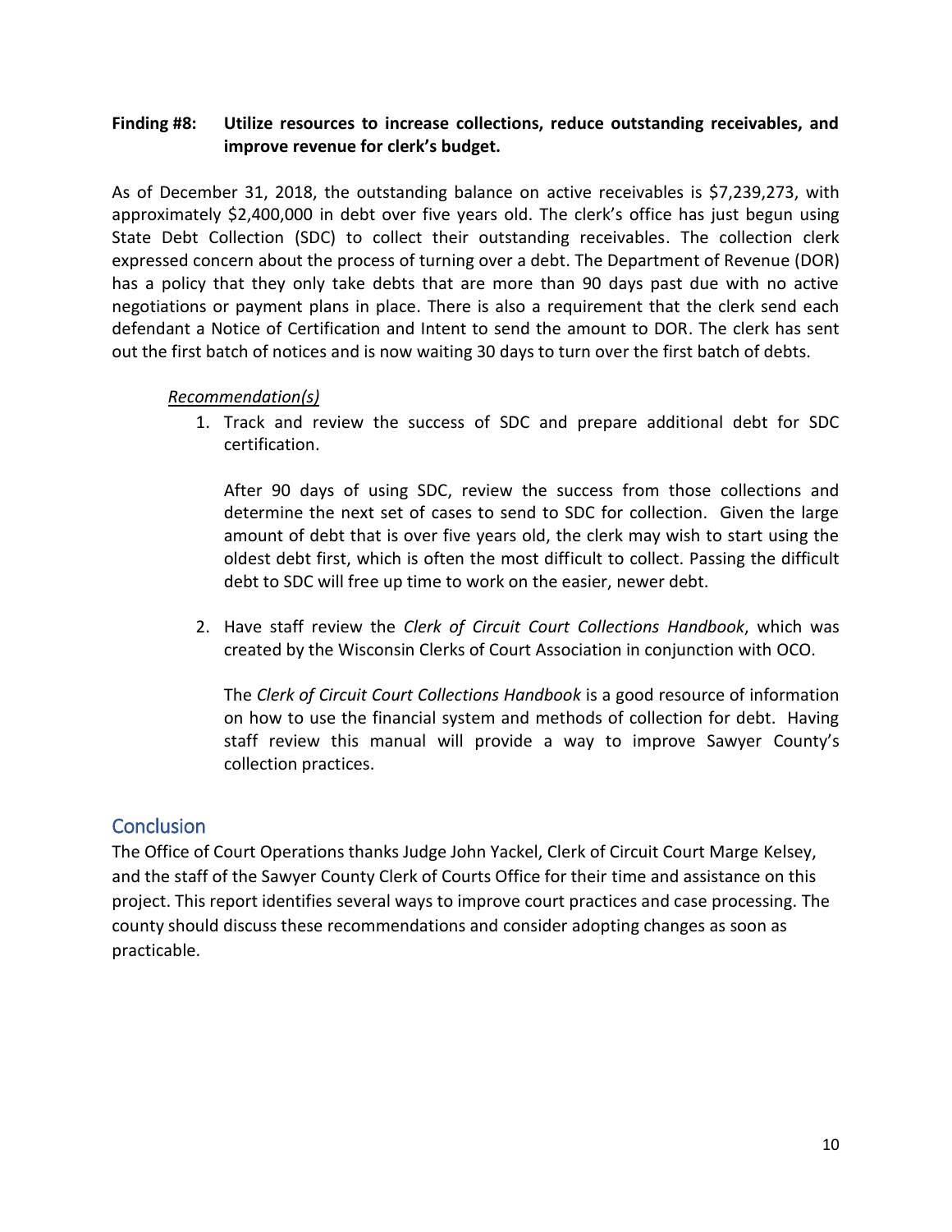**Finding #8: Utilize resources to increase collections, reduce outstanding receivables, and improve revenue for clerk's budget.**

As of December 31, 2018, the outstanding balance on active receivables is $7,239,273, with approximately $2,400,000 in debt over five years old. The clerk's office has just begun using State Debt Collection (SDC) to collect their outstanding receivables. The collection clerk expressed concern about the process of turning over a debt. The Department of Revenue (DOR) has a policy that they only take debts that are more than 90 days past due with no active negotiations or payment plans in place. There is also a requirement that the clerk send each defendant a Notice of Certification and Intent to send the amount to DOR. The clerk has sent out the first batch of notices and is now waiting 30 days to turn over the first batch of debts.

*Recommendation(s)*

1. Track and review the success of SDC and prepare additional debt for SDC certification.

   After 90 days of using SDC, review the success from those collections and determine the next set of cases to send to SDC for collection. Given the large amount of debt that is over five years old, the clerk may wish to start using the oldest debt first, which is often the most difficult to collect. Passing the difficult debt to SDC will free up time to work on the easier, newer debt.

2. Have staff review the *Clerk of Circuit Court Collections Handbook*, which was created by the Wisconsin Clerks of Court Association in conjunction with OCO.

   The *Clerk of Circuit Court Collections Handbook* is a good resource of information on how to use the financial system and methods of collection for debt. Having staff review this manual will provide a way to improve Sawyer County's collection practices.

## Conclusion

The Office of Court Operations thanks Judge John Yackel, Clerk of Circuit Court Marge Kelsey, and the staff of the Sawyer County Clerk of Courts Office for their time and assistance on this project. This report identifies several ways to improve court practices and case processing. The county should discuss these recommendations and consider adopting changes as soon as practicable.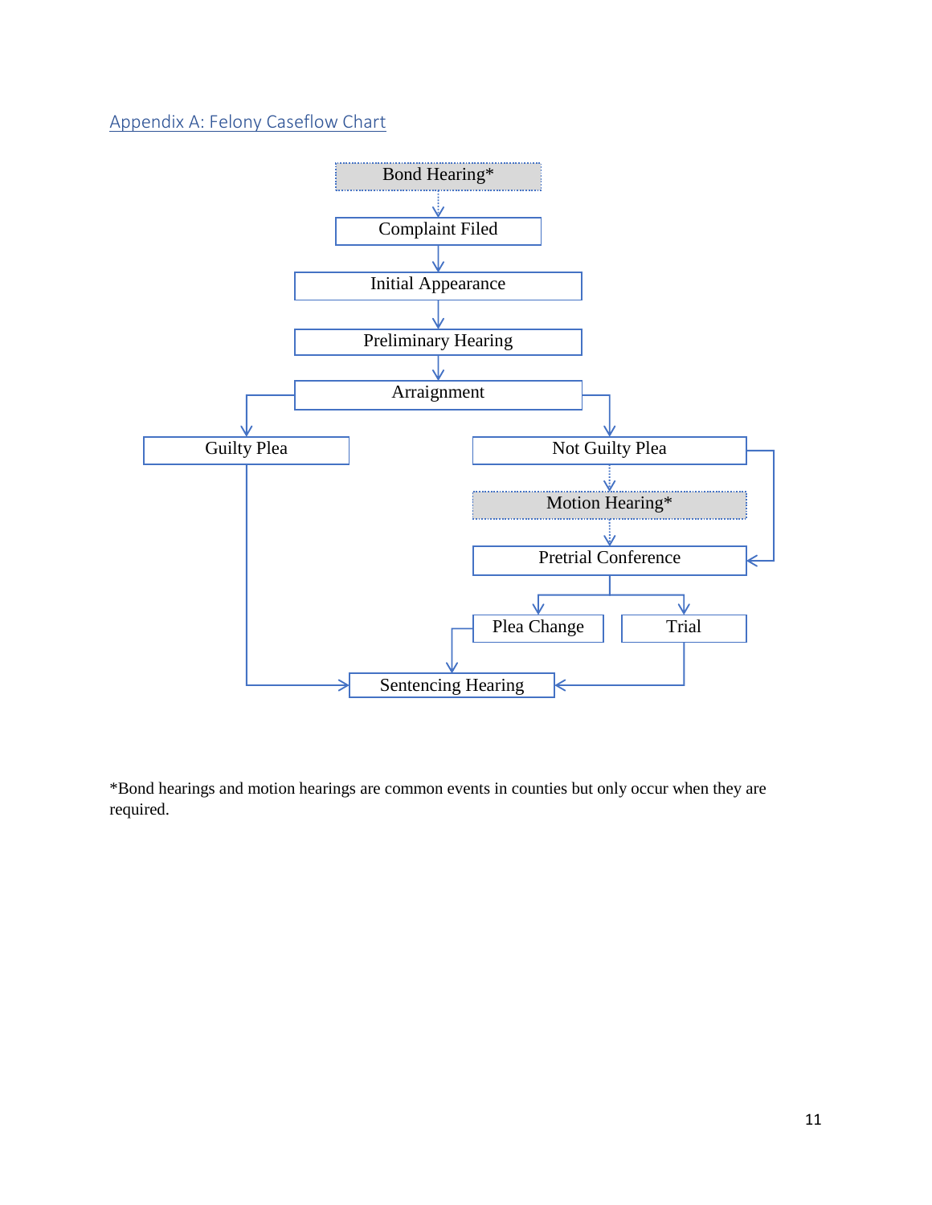## Appendix A: Felony Caseflow Chart

Bond Hearing*

Complaint Filed

Initial Appearance

Preliminary Hearing

Arraignment

Guilty Plea

Not Guilty Plea

Motion Hearing*

Pretrial Conference

Plea Change

Trial

Sentencing Hearing

*Bond hearings and motion hearings are common events in counties but only occur when they are required.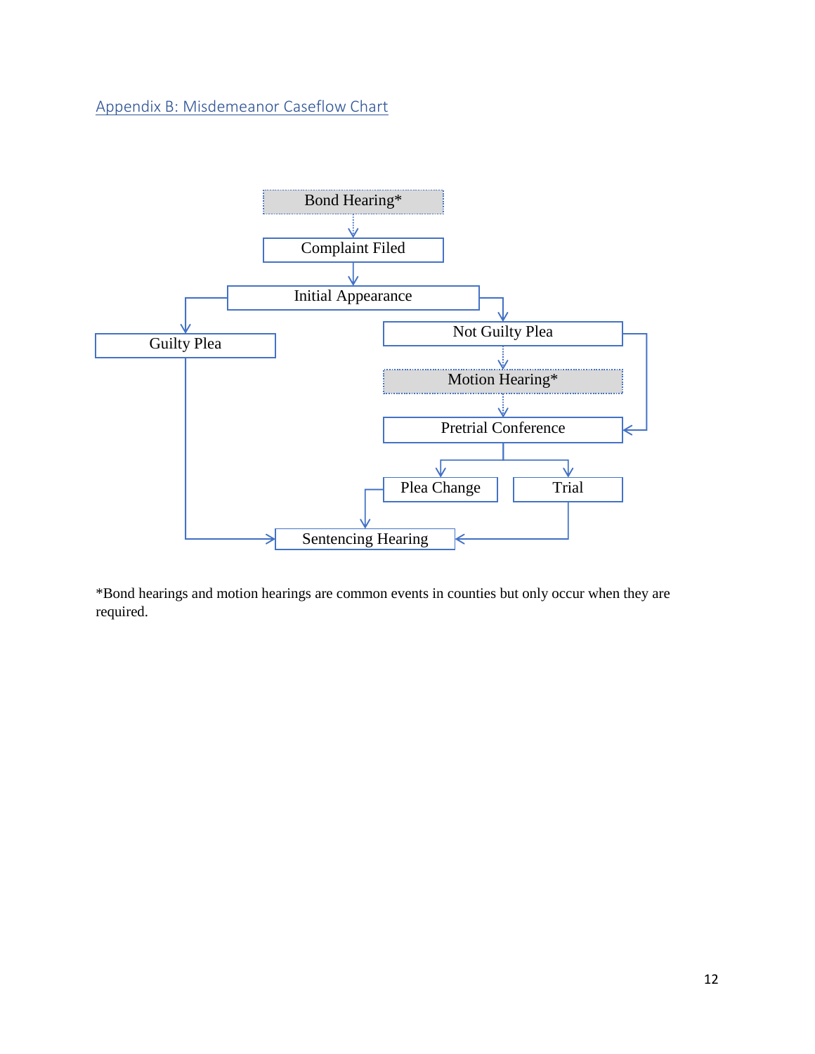## Appendix B: Misdemeanor Caseflow Chart

Bond Hearing*

Complaint Filed

Initial Appearance

Guilty Plea

Not Guilty Plea

Motion Hearing*

Pretrial Conference

Plea Change

Trial

Sentencing Hearing

*Bond hearings and motion hearings are common events in counties but only occur when they are required.